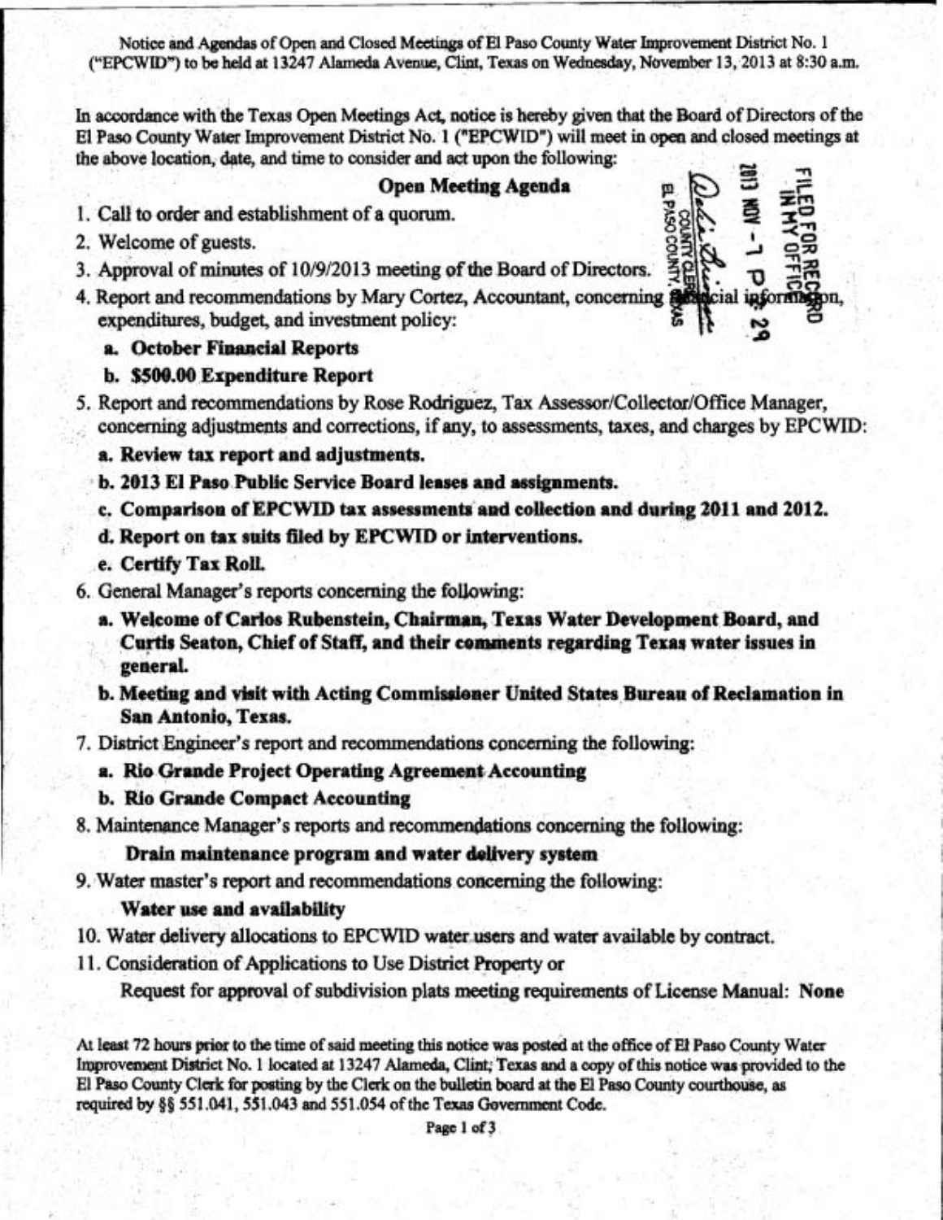Notice and Agendas of Open and Closed Meetings of El Paso County Water Improvement District No. 1 ("EPCWID") to be held at 13247 Alameda Avenue, Clint, Texas on Wednesday, November 13, 2013 at 8:30 a.m.

In accordance with the Texas Open Meetings Act, notice is hereby given that the Board of Directors of the El Paso County Water Improvement District No. 1 ("EPCWID") will meet in open and closed meetings at the above location, date, and time to consider and act upon the following:

FILED FOR RECORD IN MY OFFICE 2013 NOV -7 P 2:29 COUNTY CLERK EL PASO COUNTY, TEXAS

## Open Meeting Agenda

1. Call to order and establishment of a quorum.
2. Welcome of guests.
3. Approval of minutes of 10/9/2013 meeting of the Board of Directors.
4. Report and recommendations by Mary Cortez, Accountant, concerning financial information, expenditures, budget, and investment policy:
   - **a. October Financial Reports**
   - **b. $500.00 Expenditure Report**
5. Report and recommendations by Rose Rodriguez, Tax Assessor/Collector/Office Manager, concerning adjustments and corrections, if any, to assessments, taxes, and charges by EPCWID:
   - **a. Review tax report and adjustments.**
   - **b. 2013 El Paso Public Service Board leases and assignments.**
   - **c. Comparison of EPCWID tax assessments and collection and during 2011 and 2012.**
   - **d. Report on tax suits filed by EPCWID or interventions.**
   - **e. Certify Tax Roll.**
6. General Manager's reports concerning the following:
   - **a. Welcome of Carlos Rubenstein, Chairman, Texas Water Development Board, and Curtis Seaton, Chief of Staff, and their comments regarding Texas water issues in general.**
   - **b. Meeting and visit with Acting Commissioner United States Bureau of Reclamation in San Antonio, Texas.**
7. District Engineer's report and recommendations concerning the following:
   - **a. Rio Grande Project Operating Agreement Accounting**
   - **b. Rio Grande Compact Accounting**
8. Maintenance Manager's reports and recommendations concerning the following:

   **Drain maintenance program and water delivery system**
9. Water master's report and recommendations concerning the following:

   **Water use and availability**
10. Water delivery allocations to EPCWID water users and water available by contract.
11. Consideration of Applications to Use District Property or

    Request for approval of subdivision plats meeting requirements of License Manual: **None**

At least 72 hours prior to the time of said meeting this notice was posted at the office of El Paso County Water Improvement District No. 1 located at 13247 Alameda, Clint, Texas and a copy of this notice was provided to the El Paso County Clerk for posting by the Clerk on the bulletin board at the El Paso County courthouse, as required by §§ 551.041, 551.043 and 551.054 of the Texas Government Code.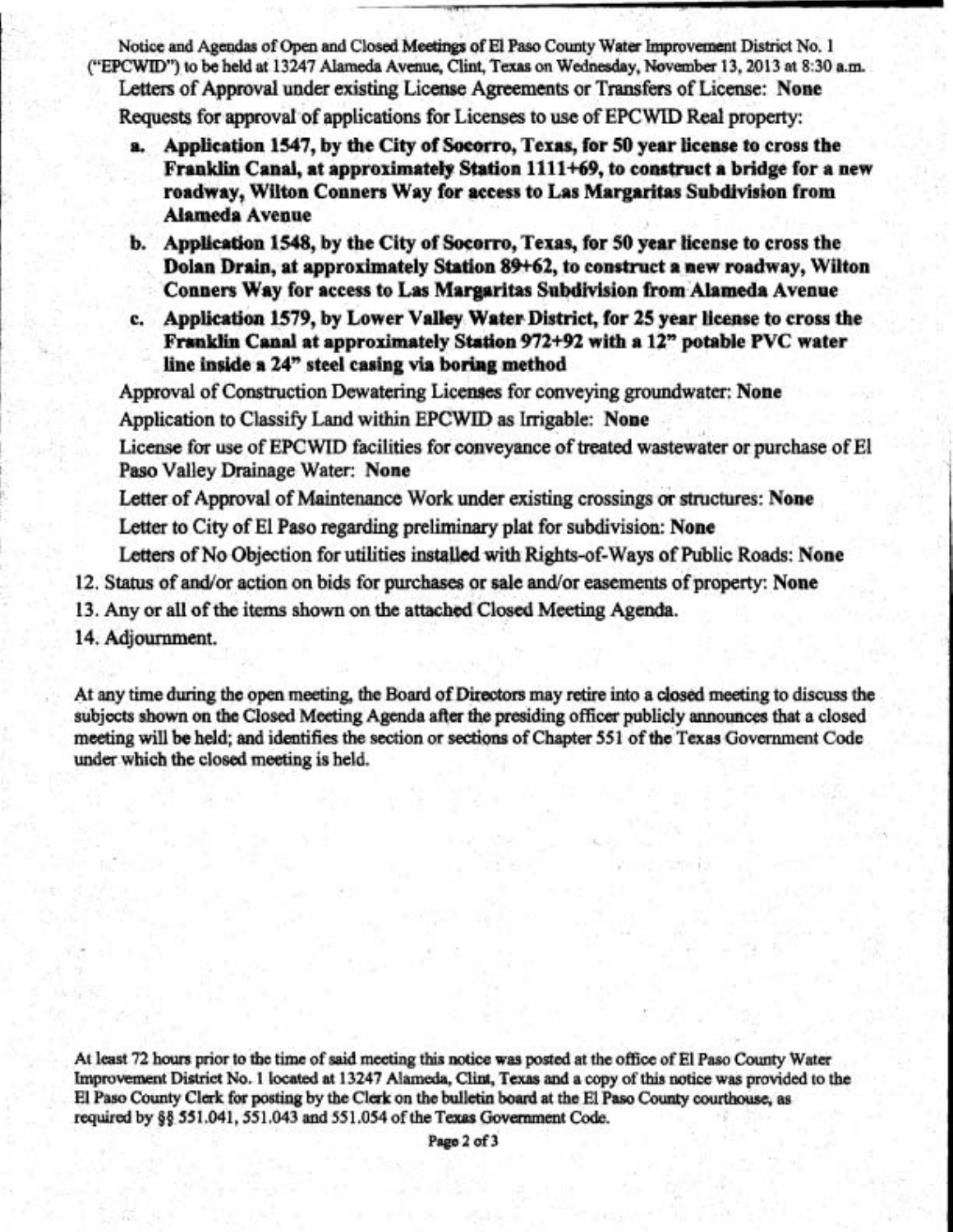Notice and Agendas of Open and Closed Meetings of El Paso County Water Improvement District No. 1 ("EPCWID") to be held at 13247 Alameda Avenue, Clint, Texas on Wednesday, November 13, 2013 at 8:30 a.m.

Letters of Approval under existing License Agreements or Transfers of License: **None**

Requests for approval of applications for Licenses to use of EPCWID Real property:

a. **Application 1547, by the City of Socorro, Texas, for 50 year license to cross the Franklin Canal, at approximately Station 1111+69, to construct a bridge for a new roadway, Wilton Conners Way for access to Las Margaritas Subdivision from Alameda Avenue**

b. **Application 1548, by the City of Socorro, Texas, for 50 year license to cross the Dolan Drain, at approximately Station 89+62, to construct a new roadway, Wilton Conners Way for access to Las Margaritas Subdivision from Alameda Avenue**

c. **Application 1579, by Lower Valley Water District, for 25 year license to cross the Franklin Canal at approximately Station 972+92 with a 12" potable PVC water line inside a 24" steel casing via boring method**

Approval of Construction Dewatering Licenses for conveying groundwater: **None**

Application to Classify Land within EPCWID as Irrigable: **None**

License for use of EPCWID facilities for conveyance of treated wastewater or purchase of El Paso Valley Drainage Water: **None**

Letter of Approval of Maintenance Work under existing crossings or structures: **None**

Letter to City of El Paso regarding preliminary plat for subdivision: **None**

Letters of No Objection for utilities installed with Rights-of-Ways of Public Roads: **None**

12. Status of and/or action on bids for purchases or sale and/or easements of property: **None**
13. Any or all of the items shown on the attached Closed Meeting Agenda.
14. Adjournment.

At any time during the open meeting, the Board of Directors may retire into a closed meeting to discuss the subjects shown on the Closed Meeting Agenda after the presiding officer publicly announces that a closed meeting will be held; and identifies the section or sections of Chapter 551 of the Texas Government Code under which the closed meeting is held.

At least 72 hours prior to the time of said meeting this notice was posted at the office of El Paso County Water Improvement District No. 1 located at 13247 Alameda, Clint, Texas and a copy of this notice was provided to the El Paso County Clerk for posting by the Clerk on the bulletin board at the El Paso County courthouse, as required by §§ 551.041, 551.043 and 551.054 of the Texas Government Code.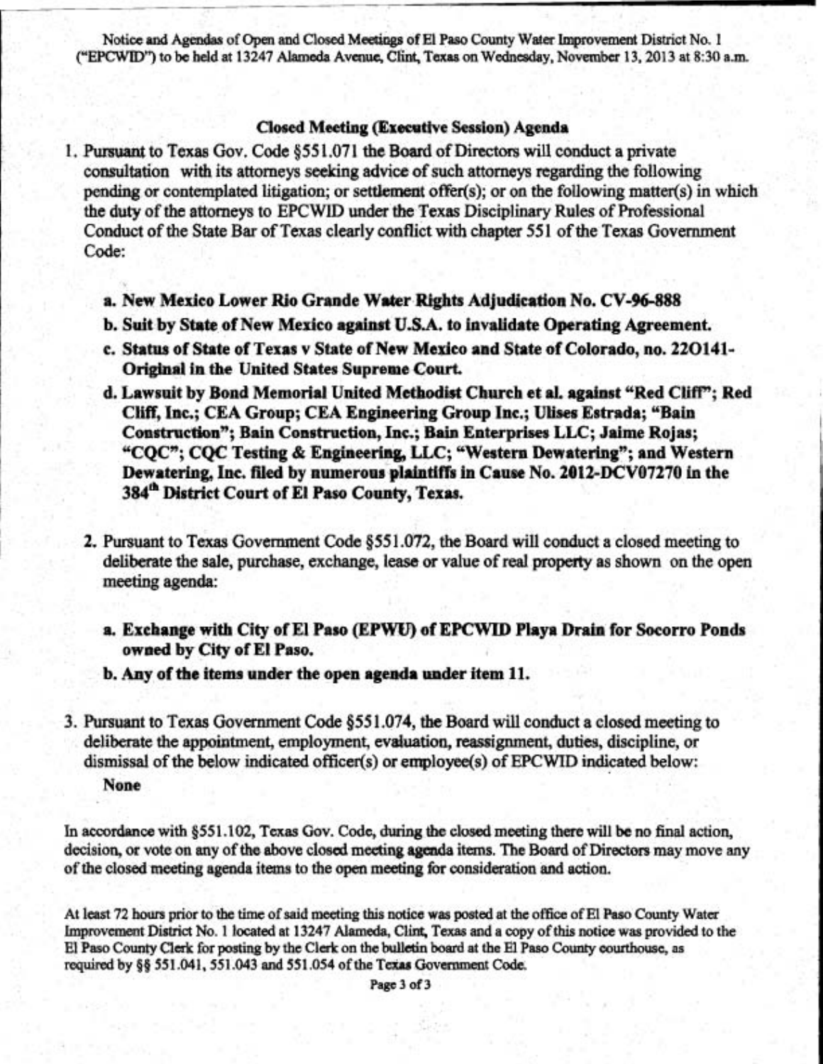Notice and Agendas of Open and Closed Meetings of El Paso County Water Improvement District No. 1 ("EPCWID") to be held at 13247 Alameda Avenue, Clint, Texas on Wednesday, November 13, 2013 at 8:30 a.m.

**Closed Meeting (Executive Session) Agenda**

1. Pursuant to Texas Gov. Code §551.071 the Board of Directors will conduct a private consultation with its attorneys seeking advice of such attorneys regarding the following pending or contemplated litigation; or settlement offer(s); or on the following matter(s) in which the duty of the attorneys to EPCWID under the Texas Disciplinary Rules of Professional Conduct of the State Bar of Texas clearly conflict with chapter 551 of the Texas Government Code:

   **a. New Mexico Lower Rio Grande Water Rights Adjudication No. CV-96-888**

   **b. Suit by State of New Mexico against U.S.A. to invalidate Operating Agreement.**

   **c. Status of State of Texas v State of New Mexico and State of Colorado, no. 22O141-Original in the United States Supreme Court.**

   **d. Lawsuit by Bond Memorial United Methodist Church et al. against "Red Cliff"; Red Cliff, Inc.; CEA Group; CEA Engineering Group Inc.; Ulises Estrada; "Bain Construction"; Bain Construction, Inc.; Bain Enterprises LLC; Jaime Rojas; "CQC"; CQC Testing & Engineering, LLC; "Western Dewatering"; and Western Dewatering, Inc. filed by numerous plaintiffs in Cause No. 2012-DCV07270 in the 384th District Court of El Paso County, Texas.**

2. Pursuant to Texas Government Code §551.072, the Board will conduct a closed meeting to deliberate the sale, purchase, exchange, lease or value of real property as shown on the open meeting agenda:

   **a. Exchange with City of El Paso (EPWU) of EPCWID Playa Drain for Socorro Ponds owned by City of El Paso.**

   **b. Any of the items under the open agenda under item 11.**

3. Pursuant to Texas Government Code §551.074, the Board will conduct a closed meeting to deliberate the appointment, employment, evaluation, reassignment, duties, discipline, or dismissal of the below indicated officer(s) or employee(s) of EPCWID indicated below:

   **None**

In accordance with §551.102, Texas Gov. Code, during the closed meeting there will be no final action, decision, or vote on any of the above closed meeting agenda items. The Board of Directors may move any of the closed meeting agenda items to the open meeting for consideration and action.

At least 72 hours prior to the time of said meeting this notice was posted at the office of El Paso County Water Improvement District No. 1 located at 13247 Alameda, Clint, Texas and a copy of this notice was provided to the El Paso County Clerk for posting by the Clerk on the bulletin board at the El Paso County courthouse, as required by §§ 551.041, 551.043 and 551.054 of the Texas Government Code.